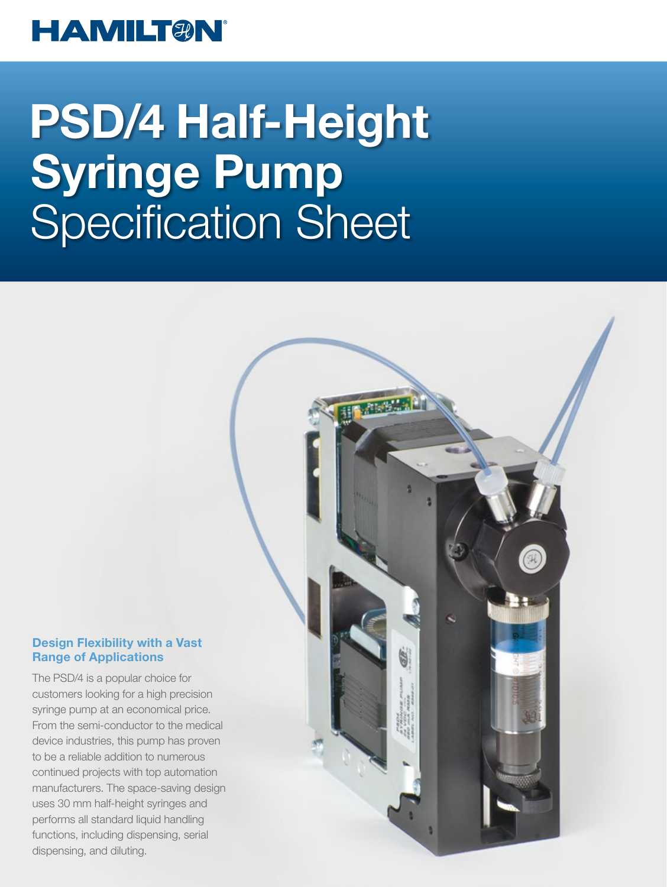HAMILTON®

# PSD/4 Half-Height Syringe Pump Specification Sheet

### Design Flexibility with a Vast Range of Applications

The PSD/4 is a popular choice for customers looking for a high precision syringe pump at an economical price. From the semi-conductor to the medical device industries, this pump has proven to be a reliable addition to numerous continued projects with top automation manufacturers. The space-saving design uses 30 mm half-height syringes and performs all standard liquid handling functions, including dispensing, serial dispensing, and diluting.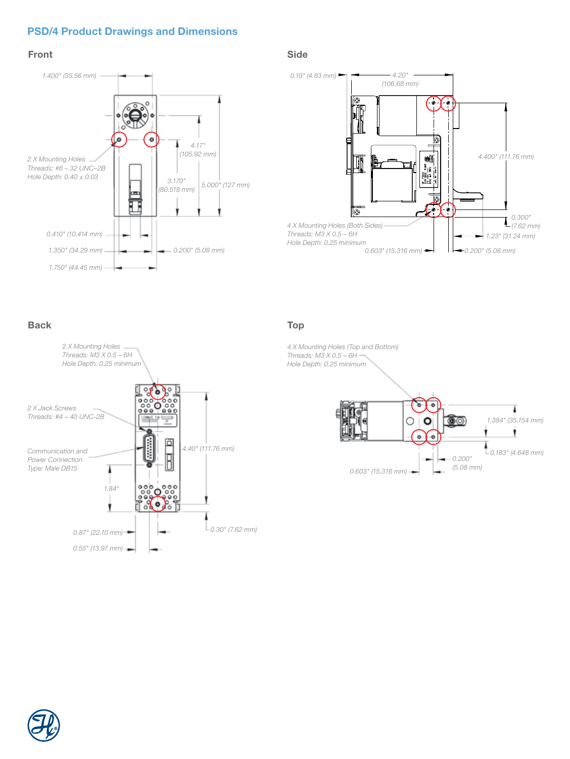## PSD/4 Product Drawings and Dimensions

### Front

1.400" (35.56 mm)

2 X Mounting Holes
Threads: #6 – 32 UNC–2B
Hole Depth: 0.40 ± 0.03

4.17" (105.92 mm)

3.170" (80.518 mm)

5.000" (127 mm)

0.410" (10.414 mm)

1.350" (34.29 mm)

0.200" (5.08 mm)

1.750" (44.45 mm)

### Side

0.19" (4.83 mm)

4.20" (106.68 mm)

4.400" (111.76 mm)

0.300" (7.62 mm)

4 X Mounting Holes (Both Sides)
Threads: M3 X 0.5 – 6H
Hole Depth: 0.25 minimum

1.23" (31.24 mm)

0.603" (15.316 mm)

0.200" (5.08 mm)

### Back

2 X Mounting Holes
Threads: M3 X 0.5 – 6H
Hole Depth: 0.25 minimum

2 X Jack Screws
Threads: #4 – 40 UNC-2B

Communication and Power Connection
Type: Male DB15

4.40" (111.76 mm)

1.84"

0.87" (22.10 mm)

0.30" (7.62 mm)

0.55" (13.97 mm)

### Top

4 X Mounting Holes (Top and Bottom)
Threads: M3 X 0.5 – 6H
Hole Depth: 0.25 minimum

1.384" (35.154 mm)

0.183" (4.648 mm)

0.200" (5.08 mm)

0.603" (15.316 mm)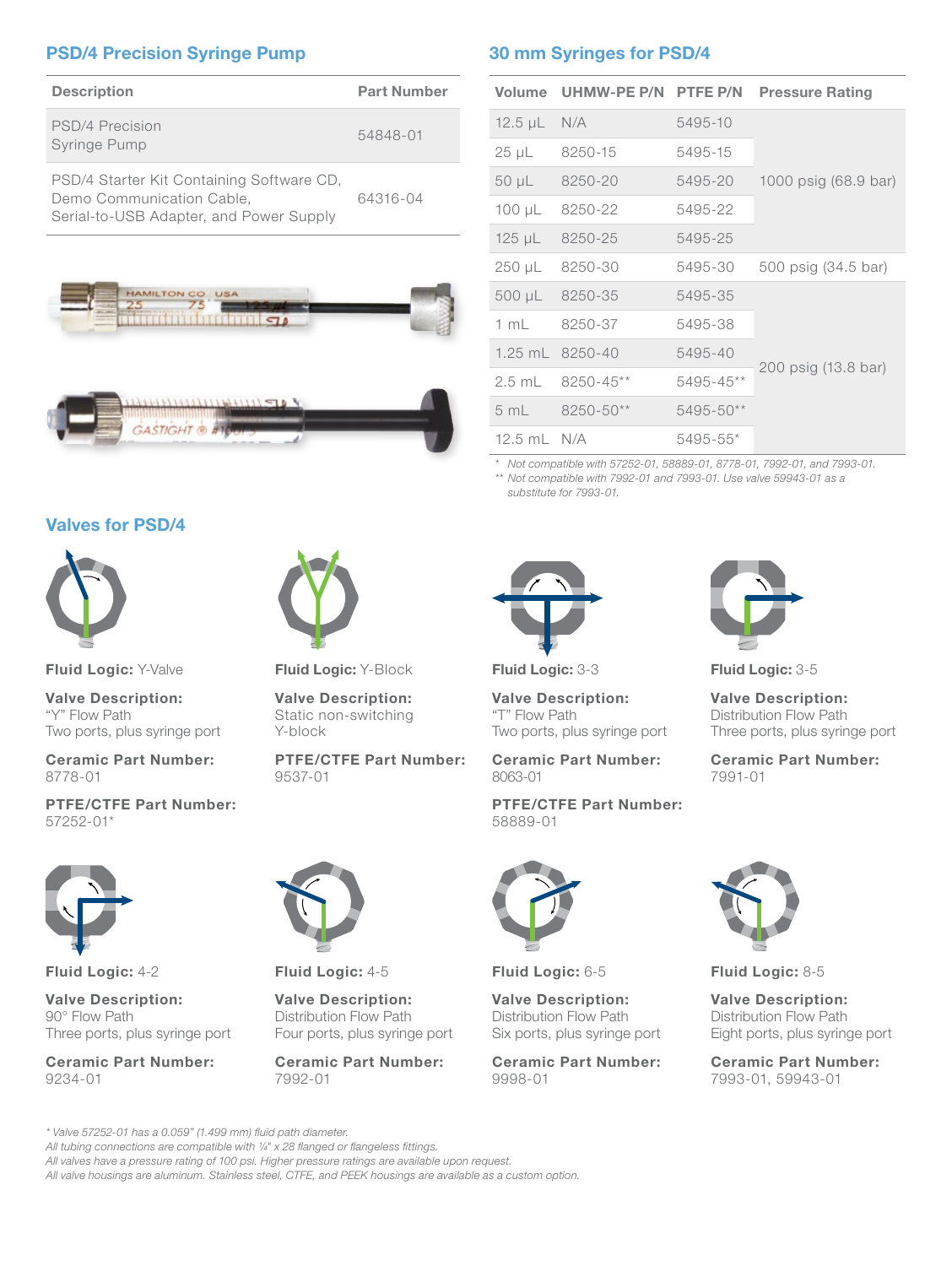## PSD/4 Precision Syringe Pump

| Description | Part Number |
|---|---|
| PSD/4 Precision Syringe Pump | 54848-01 |
| PSD/4 Starter Kit Containing Software CD, Demo Communication Cable, Serial-to-USB Adapter, and Power Supply | 64316-04 |

## 30 mm Syringes for PSD/4

| Volume | UHMW-PE P/N | PTFE P/N | Pressure Rating |
|---|---|---|---|
| 12.5 µL | N/A | 5495-10 | 1000 psig (68.9 bar) |
| 25 µL | 8250-15 | 5495-15 | 1000 psig (68.9 bar) |
| 50 µL | 8250-20 | 5495-20 | 1000 psig (68.9 bar) |
| 100 µL | 8250-22 | 5495-22 | 1000 psig (68.9 bar) |
| 125 µL | 8250-25 | 5495-25 | 1000 psig (68.9 bar) |
| 250 µL | 8250-30 | 5495-30 | 500 psig (34.5 bar) |
| 500 µL | 8250-35 | 5495-35 | 200 psig (13.8 bar) |
| 1 mL | 8250-37 | 5495-38 | 200 psig (13.8 bar) |
| 1.25 mL | 8250-40 | 5495-40 | 200 psig (13.8 bar) |
| 2.5 mL | 8250-45** | 5495-45** | 200 psig (13.8 bar) |
| 5 mL | 8250-50** | 5495-50** | 200 psig (13.8 bar) |
| 12.5 mL | N/A | 5495-55* | 200 psig (13.8 bar) |

*Not compatible with 57252-01, 58889-01, 8778-01, 7992-01, and 7993-01.*
** *Not compatible with 7992-01 and 7993-01. Use valve 59943-01 as a substitute for 7993-01.*

## Valves for PSD/4

**Fluid Logic:** Y-Valve

**Valve Description:**
"Y" Flow Path
Two ports, plus syringe port

**Ceramic Part Number:**
8778-01

**PTFE/CTFE Part Number:**
57252-01*

**Fluid Logic:** Y-Block

**Valve Description:**
Static non-switching
Y-block

**PTFE/CTFE Part Number:**
9537-01

**Fluid Logic:** 3-3

**Valve Description:**
"T" Flow Path
Two ports, plus syringe port

**Ceramic Part Number:**
8063-01

**PTFE/CTFE Part Number:**
58889-01

**Fluid Logic:** 3-5

**Valve Description:**
Distribution Flow Path
Three ports, plus syringe port

**Ceramic Part Number:**
7991-01

**Fluid Logic:** 4-2

**Valve Description:**
90° Flow Path
Three ports, plus syringe port

**Ceramic Part Number:**
9234-01

**Fluid Logic:** 4-5

**Valve Description:**
Distribution Flow Path
Four ports, plus syringe port

**Ceramic Part Number:**
7992-01

**Fluid Logic:** 6-5

**Valve Description:**
Distribution Flow Path
Six ports, plus syringe port

**Ceramic Part Number:**
9998-01

**Fluid Logic:** 8-5

**Valve Description:**
Distribution Flow Path
Eight ports, plus syringe port

**Ceramic Part Number:**
7993-01, 59943-01

*\* Valve 57252-01 has a 0.059" (1.499 mm) fluid path diameter.*
*All tubing connections are compatible with ¼" x 28 flanged or flangeless fittings.*
*All valves have a pressure rating of 100 psi. Higher pressure ratings are available upon request.*
*All valve housings are aluminum. Stainless steel, CTFE, and PEEK housings are available as a custom option.*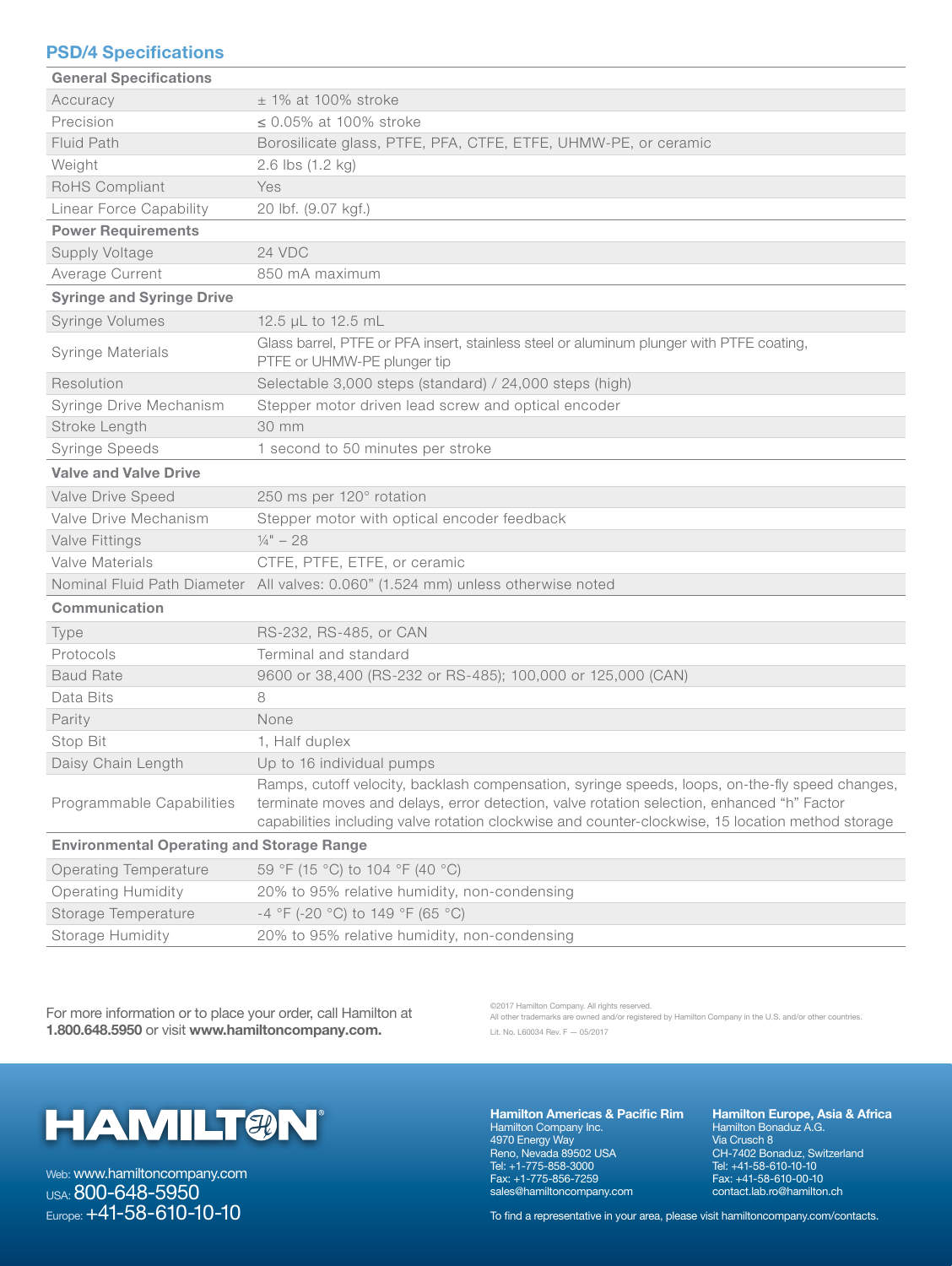## PSD/4 Specifications

| | |
|---|---|
| **General Specifications** | |
| Accuracy | ± 1% at 100% stroke |
| Precision | ≤ 0.05% at 100% stroke |
| Fluid Path | Borosilicate glass, PTFE, PFA, CTFE, ETFE, UHMW-PE, or ceramic |
| Weight | 2.6 lbs (1.2 kg) |
| RoHS Compliant | Yes |
| Linear Force Capability | 20 lbf. (9.07 kgf.) |
| **Power Requirements** | |
| Supply Voltage | 24 VDC |
| Average Current | 850 mA maximum |
| **Syringe and Syringe Drive** | |
| Syringe Volumes | 12.5 µL to 12.5 mL |
| Syringe Materials | Glass barrel, PTFE or PFA insert, stainless steel or aluminum plunger with PTFE coating, PTFE or UHMW-PE plunger tip |
| Resolution | Selectable 3,000 steps (standard) / 24,000 steps (high) |
| Syringe Drive Mechanism | Stepper motor driven lead screw and optical encoder |
| Stroke Length | 30 mm |
| Syringe Speeds | 1 second to 50 minutes per stroke |
| **Valve and Valve Drive** | |
| Valve Drive Speed | 250 ms per 120° rotation |
| Valve Drive Mechanism | Stepper motor with optical encoder feedback |
| Valve Fittings | ¼" – 28 |
| Valve Materials | CTFE, PTFE, ETFE, or ceramic |
| Nominal Fluid Path Diameter | All valves: 0.060" (1.524 mm) unless otherwise noted |
| **Communication** | |
| Type | RS-232, RS-485, or CAN |
| Protocols | Terminal and standard |
| Baud Rate | 9600 or 38,400 (RS-232 or RS-485); 100,000 or 125,000 (CAN) |
| Data Bits | 8 |
| Parity | None |
| Stop Bit | 1, Half duplex |
| Daisy Chain Length | Up to 16 individual pumps |
| Programmable Capabilities | Ramps, cutoff velocity, backlash compensation, syringe speeds, loops, on-the-fly speed changes, terminate moves and delays, error detection, valve rotation selection, enhanced "h" Factor capabilities including valve rotation clockwise and counter-clockwise, 15 location method storage |
| **Environmental Operating and Storage Range** | |
| Operating Temperature | 59 °F (15 °C) to 104 °F (40 °C) |
| Operating Humidity | 20% to 95% relative humidity, non-condensing |
| Storage Temperature | -4 °F (-20 °C) to 149 °F (65 °C) |
| Storage Humidity | 20% to 95% relative humidity, non-condensing |

For more information or to place your order, call Hamilton at **1.800.648.5950** or visit **www.hamiltoncompany.com.**

©2017 Hamilton Company. All rights reserved.
All other trademarks are owned and/or registered by Hamilton Company in the U.S. and/or other countries.
Lit. No. L60034 Rev. F — 05/2017

HAMILTON®

Web: www.hamiltoncompany.com
USA: 800-648-5950
Europe: +41-58-610-10-10

**Hamilton Americas & Pacific Rim**
Hamilton Company Inc.
4970 Energy Way
Reno, Nevada 89502 USA
Tel: +1-775-858-3000
Fax: +1-775-856-7259
sales@hamiltoncompany.com

**Hamilton Europe, Asia & Africa**
Hamilton Bonaduz A.G.
Via Crusch 8
CH-7402 Bonaduz, Switzerland
Tel: +41-58-610-10-10
Fax: +41-58-610-00-10
contact.lab.ro@hamilton.ch

To find a representative in your area, please visit hamiltoncompany.com/contacts.